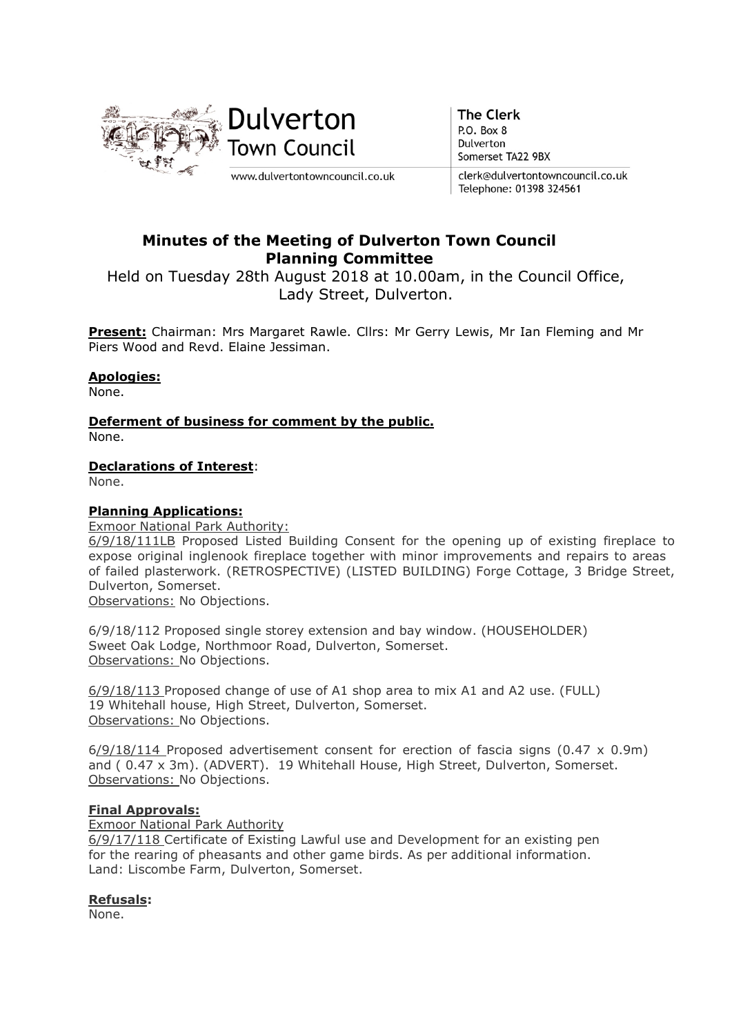Dulverton
Town Council

www.dulvertontowncouncil.co.uk

**The Clerk**
P.O. Box 8
Dulverton
Somerset TA22 9BX

clerk@dulvertontowncouncil.co.uk
Telephone: 01398 324561

## Minutes of the Meeting of Dulverton Town Council Planning Committee

Held on Tuesday 28th August 2018 at 10.00am, in the Council Office, Lady Street, Dulverton.

**Present:** Chairman: Mrs Margaret Rawle. Cllrs: Mr Gerry Lewis, Mr Ian Fleming and Mr Piers Wood and Revd. Elaine Jessiman.

**Apologies:**
None.

**Deferment of business for comment by the public.**
None.

**Declarations of Interest**:
None.

**Planning Applications:**
Exmoor National Park Authority:
6/9/18/111LB Proposed Listed Building Consent for the opening up of existing fireplace to expose original inglenook fireplace together with minor improvements and repairs to areas of failed plasterwork. (RETROSPECTIVE) (LISTED BUILDING) Forge Cottage, 3 Bridge Street, Dulverton, Somerset.
Observations: No Objections.

6/9/18/112 Proposed single storey extension and bay window. (HOUSEHOLDER)
Sweet Oak Lodge, Northmoor Road, Dulverton, Somerset.
Observations: No Objections.

6/9/18/113 Proposed change of use of A1 shop area to mix A1 and A2 use. (FULL)
19 Whitehall house, High Street, Dulverton, Somerset.
Observations: No Objections.

6/9/18/114 Proposed advertisement consent for erection of fascia signs (0.47 x 0.9m) and ( 0.47 x 3m). (ADVERT). 19 Whitehall House, High Street, Dulverton, Somerset.
Observations: No Objections.

**Final Approvals:**
Exmoor National Park Authority
6/9/17/118 Certificate of Existing Lawful use and Development for an existing pen for the rearing of pheasants and other game birds. As per additional information.
Land: Liscombe Farm, Dulverton, Somerset.

**Refusals**:
None.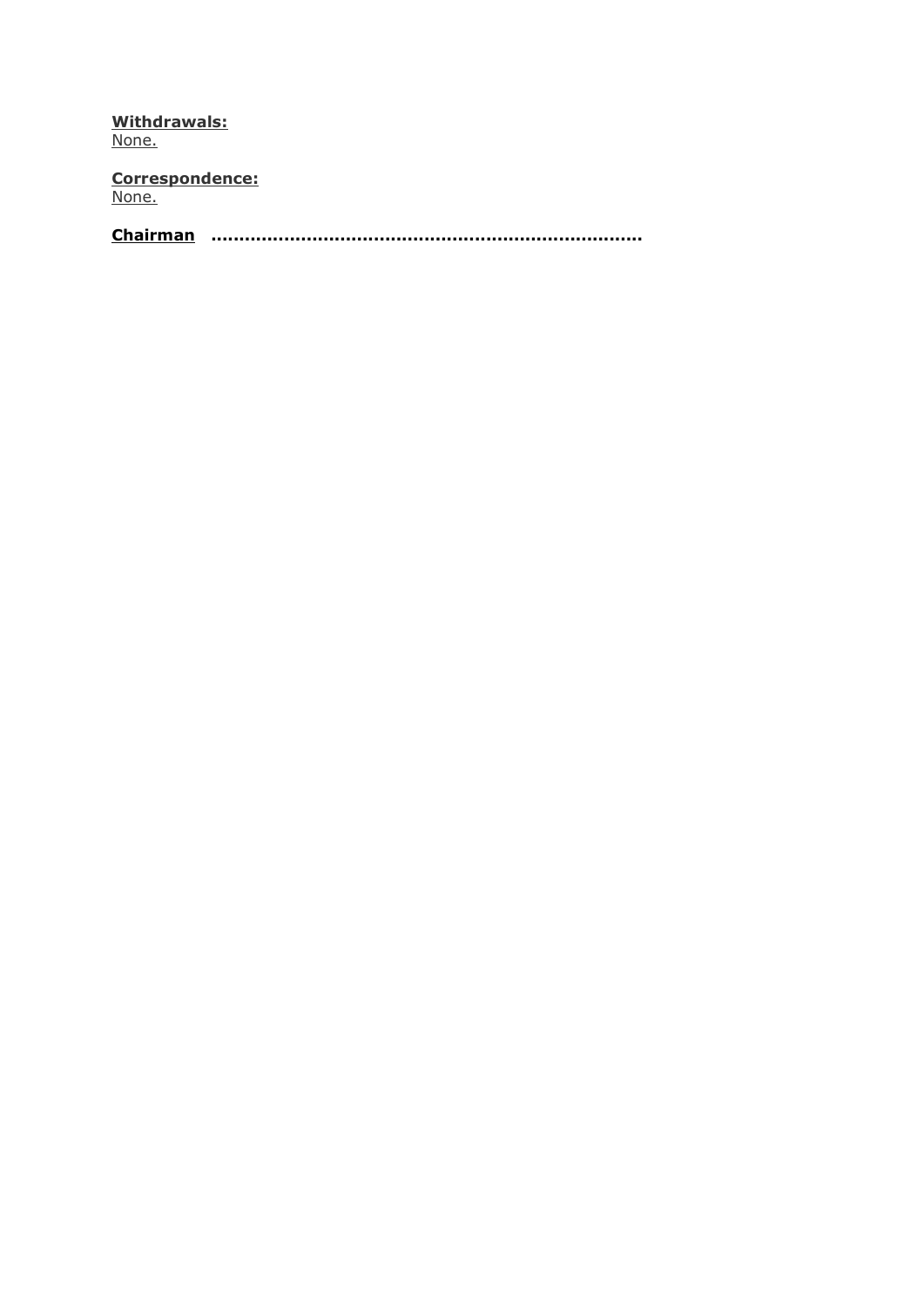**Withdrawals:**
None.

**Correspondence:**
None.

**Chairman** ............................................................................